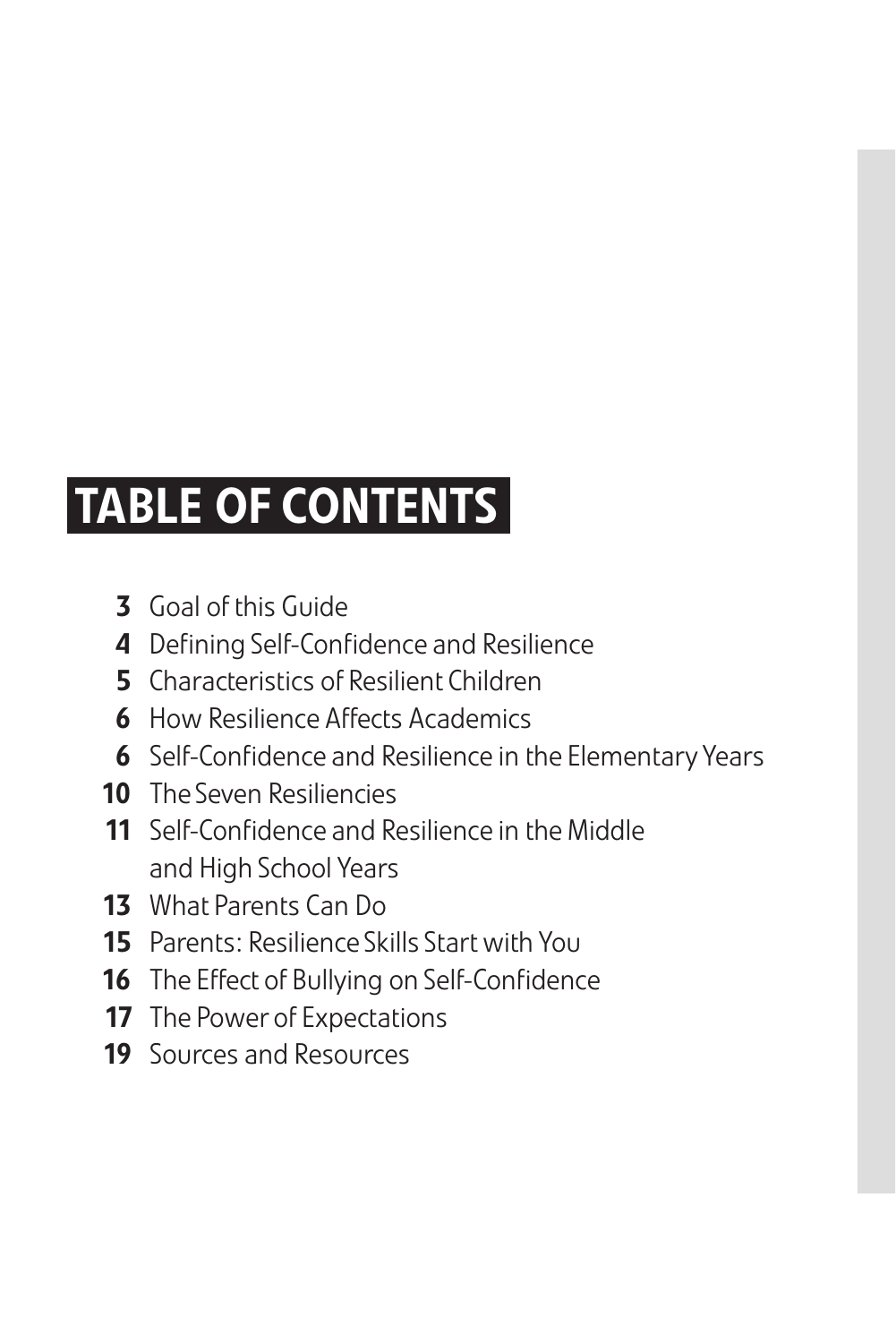# TABLE OF CONTENTS

- **3** Goal of this Guide
- **4** Defining Self-Confidence and Resilience
- **5** Characteristics of Resilient Children
- **6** How Resilience Affects Academics
- **6** Self-Confidence and Resilience in the Elementary Years
- **10** The Seven Resiliencies
- **11** Self-Confidence and Resilience in the Middle and High School Years
- **13** What Parents Can Do
- **15** Parents: Resilience Skills Start with You
- **16** The Effect of Bullying on Self-Confidence
- **17** The Power of Expectations
- **19** Sources and Resources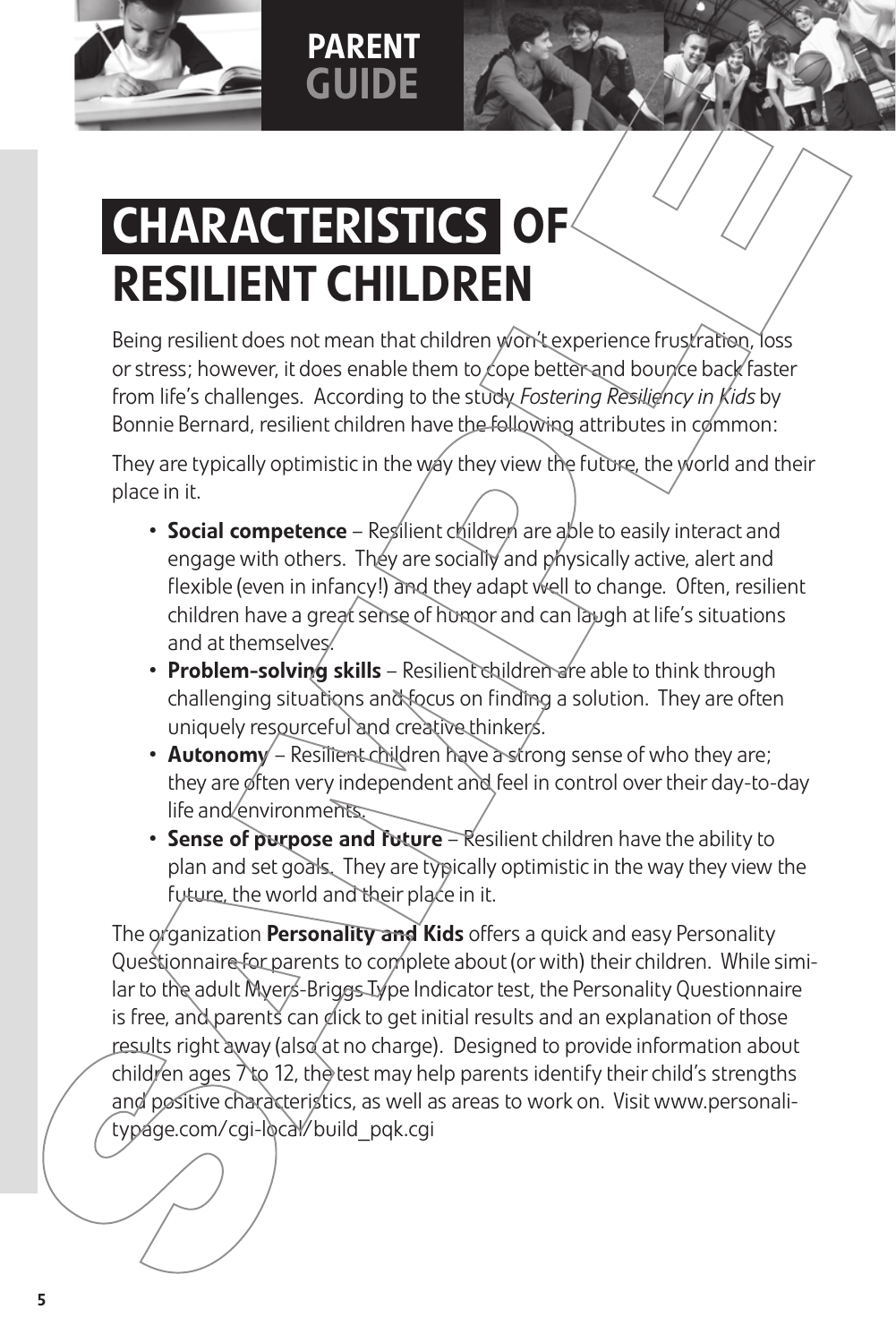PARENT GUIDE

# CHARACTERISTICS OF RESILIENT CHILDREN

Being resilient does not mean that children won't experience frustration, loss or stress; however, it does enable them to cope better and bounce back faster from life's challenges. According to the study *Fostering Resiliency in Kids* by Bonnie Bernard, resilient children have the following attributes in common:

They are typically optimistic in the way they view the future, the world and their place in it.

- **Social competence** – Resilient children are able to easily interact and engage with others. They are socially and physically active, alert and flexible (even in infancy!) and they adapt well to change. Often, resilient children have a great sense of humor and can laugh at life's situations and at themselves.
- **Problem-solving skills** – Resilient children are able to think through challenging situations and focus on finding a solution. They are often uniquely resourceful and creative thinkers.
- **Autonomy** – Resilient children have a strong sense of who they are; they are often very independent and feel in control over their day-to-day life and environments.
- **Sense of purpose and future** – Resilient children have the ability to plan and set goals. They are typically optimistic in the way they view the future, the world and their place in it.

The organization **Personality and Kids** offers a quick and easy Personality Questionnaire for parents to complete about (or with) their children. While similar to the adult Myers-Briggs Type Indicator test, the Personality Questionnaire is free, and parents can click to get initial results and an explanation of those results right away (also at no charge). Designed to provide information about children ages 7 to 12, the test may help parents identify their child's strengths and positive characteristics, as well as areas to work on. Visit www.personalitypage.com/cgi-local/build_pqk.cgi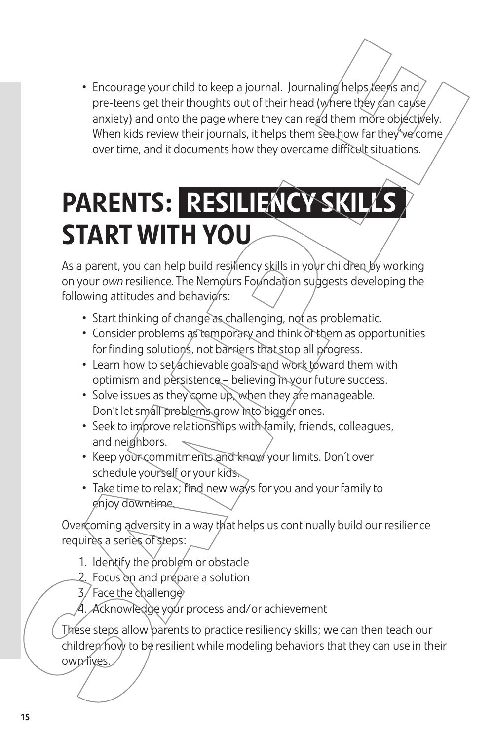- Encourage your child to keep a journal. Journaling helps teens and pre-teens get their thoughts out of their head (where they can cause anxiety) and onto the page where they can read them more objectively. When kids review their journals, it helps them see how far they've come over time, and it documents how they overcame difficult situations.

# PARENTS: RESILIENCY SKILLS START WITH YOU

As a parent, you can help build resiliency skills in your children by working on your *own* resilience. The Nemours Foundation suggests developing the following attitudes and behaviors:

- Start thinking of change as challenging, not as problematic.
- Consider problems as temporary and think of them as opportunities for finding solutions, not barriers that stop all progress.
- Learn how to set achievable goals and work toward them with optimism and persistence – believing in your future success.
- Solve issues as they come up, when they are manageable. Don't let small problems grow into bigger ones.
- Seek to improve relationships with family, friends, colleagues, and neighbors.
- Keep your commitments and know your limits. Don't over schedule yourself or your kids.
- Take time to relax; find new ways for you and your family to enjoy downtime.

Overcoming adversity in a way that helps us continually build our resilience requires a series of steps:

1. Identify the problem or obstacle
2. Focus on and prepare a solution
3. Face the challenge
4. Acknowledge your process and/or achievement

These steps allow parents to practice resiliency skills; we can then teach our children how to be resilient while modeling behaviors that they can use in their own lives.